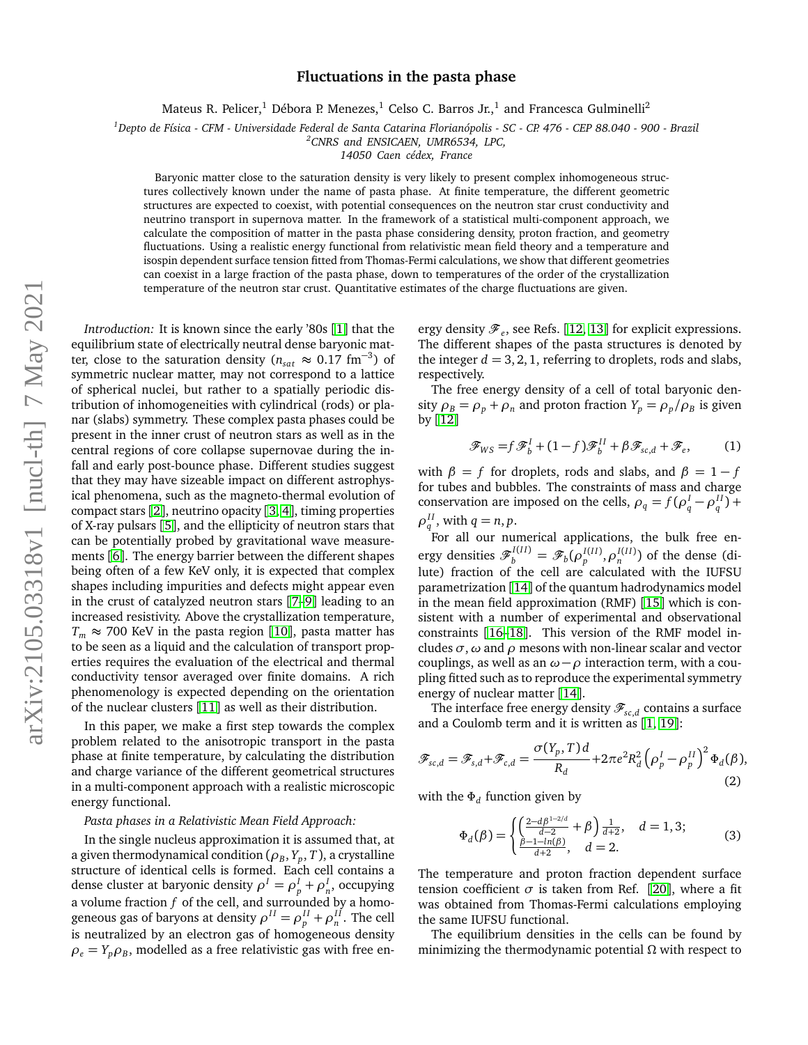# Fluctuations in the pasta phase

Mateus R. Pelicer,[1] Débora P. Menezes,[1] Celso C. Barros Jr.,[1] and Francesca Gulminelli[2]

[1]Depto de Física - CFM - Universidade Federal de Santa Catarina Florianópolis - SC - CP. 476 - CEP 88.040 - 900 - Brazil
[2]CNRS and ENSICAEN, UMR6534, LPC, 14050 Caen cédex, France

Baryonic matter close to the saturation density is very likely to present complex inhomogeneous structures collectively known under the name of pasta phase. At finite temperature, the different geometric structures are expected to coexist, with potential consequences on the neutron star crust conductivity and neutrino transport in supernova matter. In the framework of a statistical multi-component approach, we calculate the composition of matter in the pasta phase considering density, proton fraction, and geometry fluctuations. Using a realistic energy functional from relativistic mean field theory and a temperature and isospin dependent surface tension fitted from Thomas-Fermi calculations, we show that different geometries can coexist in a large fraction of the pasta phase, down to temperatures of the order of the crystallization temperature of the neutron star crust. Quantitative estimates of the charge fluctuations are given.

*Introduction:* It is known since the early '80s [1] that the equilibrium state of electrically neutral dense baryonic matter, close to the saturation density ($n_{sat} \approx 0.17$ fm$^{-3}$) of symmetric nuclear matter, may not correspond to a lattice of spherical nuclei, but rather to a spatially periodic distribution of inhomogeneities with cylindrical (rods) or planar (slabs) symmetry. These complex pasta phases could be present in the inner crust of neutron stars as well as in the central regions of core collapse supernovae during the infall and early post-bounce phase. Different studies suggest that they may have sizeable impact on different astrophysical phenomena, such as the magneto-thermal evolution of compact stars [2], neutrino opacity [3, 4], timing properties of X-ray pulsars [5], and the ellipticity of neutron stars that can be potentially probed by gravitational wave measurements [6]. The energy barrier between the different shapes being often of a few KeV only, it is expected that complex shapes including impurities and defects might appear even in the crust of catalyzed neutron stars [7–9] leading to an increased resistivity. Above the crystallization temperature, $T_m \approx 700$ KeV in the pasta region [10], pasta matter has to be seen as a liquid and the calculation of transport properties requires the evaluation of the electrical and thermal conductivity tensor averaged over finite domains. A rich phenomenology is expected depending on the orientation of the nuclear clusters [11] as well as their distribution.

In this paper, we make a first step towards the complex problem related to the anisotropic transport in the pasta phase at finite temperature, by calculating the distribution and charge variance of the different geometrical structures in a multi-component approach with a realistic microscopic energy functional.

*Pasta Phases in a Relativistic Mean Field Approach:*

In the single nucleus approximation it is assumed that, at a given thermodynamical condition $(\rho_B, Y_p, T)$, a crystalline structure of identical cells is formed. Each cell contains a dense cluster at baryonic density $\rho^I = \rho_p^I + \rho_n^I$, occupying a volume fraction $f$ of the cell, and surrounded by a homogeneous gas of baryons at density $\rho^{II} = \rho_p^{II} + \rho_n^{II}$. The cell is neutralized by an electron gas of homogeneous density $\rho_e = Y_p \rho_B$, modelled as a free relativistic gas with free energy density $\mathscr{F}_e$, see Refs. [12, 13] for explicit expressions. The different shapes of the pasta structures is denoted by the integer $d = 3, 2, 1$, referring to droplets, rods and slabs, respectively.

The free energy density of a cell of total baryonic density $\rho_B = \rho_p + \rho_n$ and proton fraction $Y_p = \rho_p/\rho_B$ is given by [12]

$$\mathscr{F}_{WS} = f\mathscr{F}_b^I + (1-f)\mathscr{F}_b^{II} + \beta\mathscr{F}_{sc,d} + \mathscr{F}_e, \tag{1}$$

with $\beta = f$ for droplets, rods and slabs, and $\beta = 1-f$ for tubes and bubbles. The constraints of mass and charge conservation are imposed on the cells, $\rho_q = f(\rho_q^I - \rho_q^{II}) + \rho_q^{II}$, with $q = n, p$.

For all our numerical applications, the bulk free energy densities $\mathscr{F}_b^{I(II)} = \mathscr{F}_b(\rho_p^{I(II)}, \rho_n^{I(II)})$ of the dense (dilute) fraction of the cell are calculated with the IUFSU parametrization [14] of the quantum hadrodynamics model in the mean field approximation (RMF) [15] which is consistent with a number of experimental and observational constraints [16–18]. This version of the RMF model includes $\sigma$, $\omega$ and $\rho$ mesons with non-linear scalar and vector couplings, as well as an $\omega-\rho$ interaction term, with a coupling fitted such as to reproduce the experimental symmetry energy of nuclear matter [14].

The interface free energy density $\mathscr{F}_{sc,d}$ contains a surface and a Coulomb term and it is written as [1, 19]:

$$\mathscr{F}_{sc,d} = \mathscr{F}_{s,d} + \mathscr{F}_{c,d} = \frac{\sigma(Y_p, T)\, d}{R_d} + 2\pi e^2 R_d^2 \left(\rho_p^I - \rho_p^{II}\right)^2 \Phi_d(\beta), \tag{2}$$

with the $\Phi_d$ function given by

$$\Phi_d(\beta) = \begin{cases} \left(\frac{2-d\beta^{1-2/d}}{d-2} + \beta\right)\frac{1}{d+2}, & d = 1, 3; \\ \frac{\beta - 1 - ln(\beta)}{d+2}, & d = 2. \end{cases} \tag{3}$$

The temperature and proton fraction dependent surface tension coefficient $\sigma$ is taken from Ref. [20], where a fit was obtained from Thomas-Fermi calculations employing the same IUFSU functional.

The equilibrium densities in the cells can be found by minimizing the thermodynamic potential $\Omega$ with respect to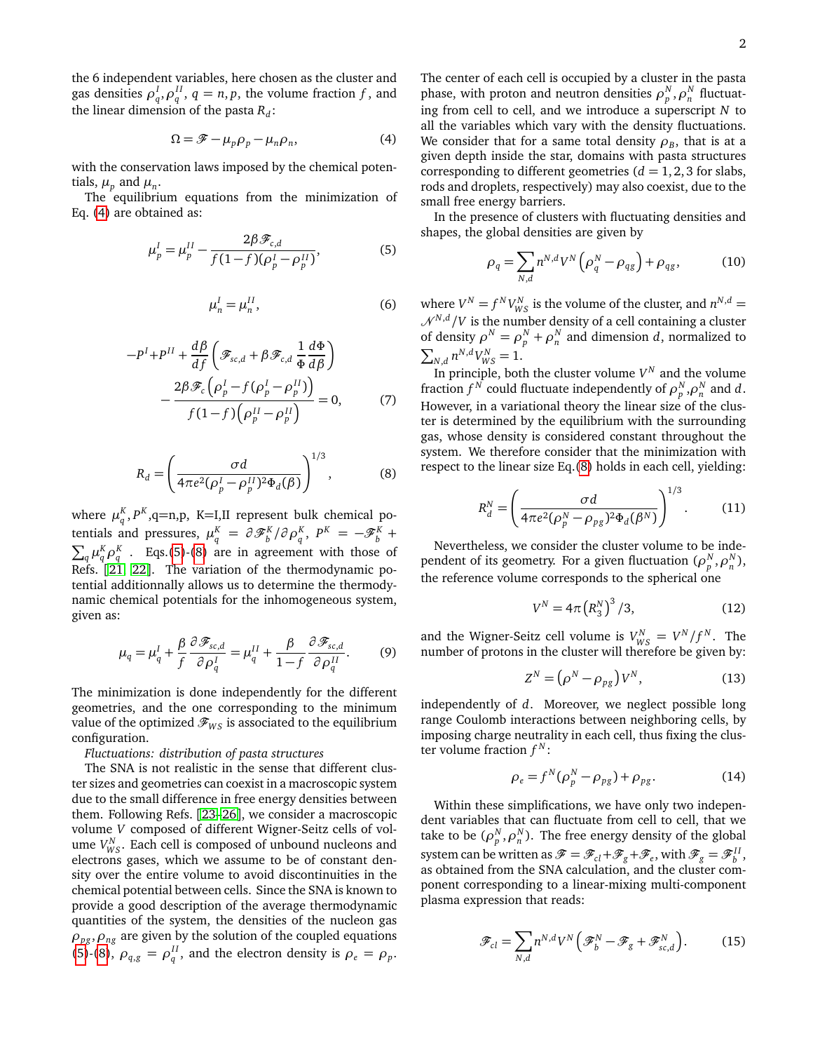the 6 independent variables, here chosen as the cluster and gas densities $\rho_q^I, \rho_q^{II}$, $q = n, p$, the volume fraction $f$, and the linear dimension of the pasta $R_d$:

$$\Omega = \mathscr{F} - \mu_p \rho_p - \mu_n \rho_n, \tag{4}$$

with the conservation laws imposed by the chemical potentials, $\mu_p$ and $\mu_n$.

The equilibrium equations from the minimization of Eq. (4) are obtained as:

$$\mu_p^I = \mu_p^{II} - \frac{2\beta \mathscr{F}_{c,d}}{f(1-f)(\rho_p^I - \rho_p^{II})}, \tag{5}$$

$$\mu_n^I = \mu_n^{II}, \tag{6}$$

$$-P^I + P^{II} + \frac{d\beta}{df}\left(\mathscr{F}_{sc,d} + \beta \mathscr{F}_{c,d}\frac{1}{\Phi}\frac{d\Phi}{d\beta}\right) - \frac{2\beta \mathscr{F}_c\left(\rho_p^I - f(\rho_p^I - \rho_p^{II})\right)}{f(1-f)\left(\rho_p^{II} - \rho_p^{II}\right)} = 0, \tag{7}$$

$$R_d = \left(\frac{\sigma d}{4\pi e^2 (\rho_p^I - \rho_p^{II})^2 \Phi_d(\beta)}\right)^{1/3}, \tag{8}$$

where $\mu_q^K, P^K$, q=n,p, K=I,II represent bulk chemical potentials and pressures, $\mu_q^K = \partial \mathscr{F}_b^K / \partial \rho_q^K$, $P^K = -\mathscr{F}_b^K + \sum_q \mu_q^K \rho_q^K$ . Eqs.(5)-(8) are in agreement with those of Refs. [21, 22]. The variation of the thermodynamic potential additionally allows us to determine the thermodynamic chemical potentials for the inhomogeneous system, given as:

$$\mu_q = \mu_q^I + \frac{\beta}{f}\frac{\partial \mathscr{F}_{sc,d}}{\partial \rho_q^I} = \mu_q^{II} + \frac{\beta}{1-f}\frac{\partial \mathscr{F}_{sc,d}}{\partial \rho_q^{II}}. \tag{9}$$

The minimization is done independently for the different geometries, and the one corresponding to the minimum value of the optimized $\mathscr{F}_{WS}$ is associated to the equilibrium configuration.

*Fluctuations: distribution of pasta structures*

The SNA is not realistic in the sense that different cluster sizes and geometries can coexist in a macroscopic system due to the small difference in free energy densities between them. Following Refs. [23–26], we consider a macroscopic volume $V$ composed of different Wigner-Seitz cells of volume $V_{WS}^N$. Each cell is composed of unbound nucleons and electrons gases, which we assume to be of constant density over the entire volume to avoid discontinuities in the chemical potential between cells. Since the SNA is known to provide a good description of the average thermodynamic quantities of the system, the densities of the nucleon gas $\rho_{pg}, \rho_{ng}$ are given by the solution of the coupled equations (5)-(8), $\rho_{q,g} = \rho_q^{II}$, and the electron density is $\rho_e = \rho_p$. The center of each cell is occupied by a cluster in the pasta phase, with proton and neutron densities $\rho_p^N, \rho_n^N$ fluctuating from cell to cell, and we introduce a superscript $N$ to all the variables which vary with the density fluctuations. We consider that for a same total density $\rho_B$, that is at a given depth inside the star, domains with pasta structures corresponding to different geometries ($d = 1, 2, 3$ for slabs, rods and droplets, respectively) may also coexist, due to the small free energy barriers.

In the presence of clusters with fluctuating densities and shapes, the global densities are given by

$$\rho_q = \sum_{N,d} n^{N,d} V^N \left(\rho_q^N - \rho_{qg}\right) + \rho_{qg}, \tag{10}$$

where $V^N = f^N V_{WS}^N$ is the volume of the cluster, and $n^{N,d} = \mathscr{N}^{N,d}/V$ is the number density of a cell containing a cluster of density $\rho^N = \rho_p^N + \rho_n^N$ and dimension $d$, normalized to $\sum_{N,d} n^{N,d} V_{WS}^N = 1$.

In principle, both the cluster volume $V^N$ and the volume fraction $f^N$ could fluctuate independently of $\rho_p^N, \rho_n^N$ and $d$. However, in a variational theory the linear size of the cluster is determined by the equilibrium with the surrounding gas, whose density is considered constant throughout the system. We therefore consider that the minimization with respect to the linear size Eq.(8) holds in each cell, yielding:

$$R_d^N = \left(\frac{\sigma d}{4\pi e^2 (\rho_p^N - \rho_{pg})^2 \Phi_d(\beta^N)}\right)^{1/3}. \tag{11}$$

Nevertheless, we consider the cluster volume to be independent of its geometry. For a given fluctuation $(\rho_p^N, \rho_n^N)$, the reference volume corresponds to the spherical one

$$V^N = 4\pi \left(R_3^N\right)^3 / 3, \tag{12}$$

and the Wigner-Seitz cell volume is $V_{WS}^N = V^N / f^N$. The number of protons in the cluster will therefore be given by:

$$Z^N = \left(\rho^N - \rho_{pg}\right) V^N, \tag{13}$$

independently of $d$. Moreover, we neglect possible long range Coulomb interactions between neighboring cells, by imposing charge neutrality in each cell, thus fixing the cluster volume fraction $f^N$:

$$\rho_e = f^N (\rho_p^N - \rho_{pg}) + \rho_{pg}. \tag{14}$$

Within these simplifications, we have only two independent variables that can fluctuate from cell to cell, that we take to be $(\rho_p^N, \rho_n^N)$. The free energy density of the global system can be written as $\mathscr{F} = \mathscr{F}_{cl} + \mathscr{F}_g + \mathscr{F}_e$, with $\mathscr{F}_g = \mathscr{F}_b^{II}$, as obtained from the SNA calculation, and the cluster component corresponding to a linear-mixing multi-component plasma expression that reads:

$$\mathscr{F}_{cl} = \sum_{N,d} n^{N,d} V^N \left(\mathscr{F}_b^N - \mathscr{F}_g + \mathscr{F}_{sc,d}^N\right). \tag{15}$$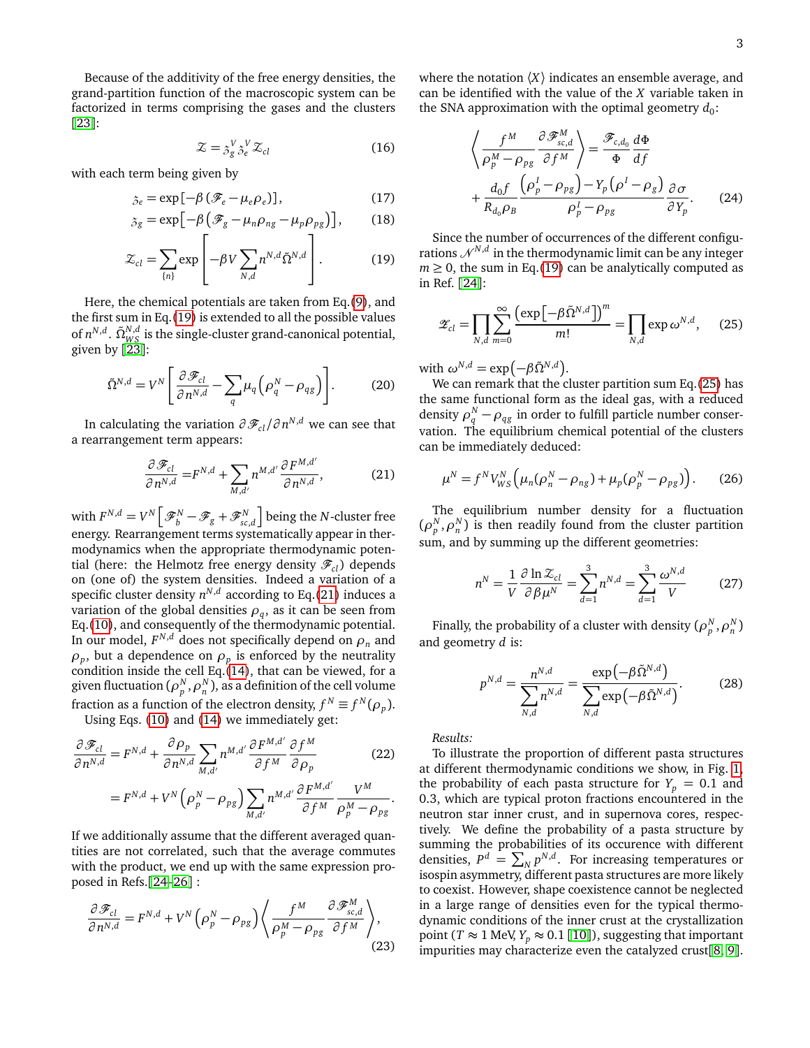Because of the additivity of the free energy densities, the grand-partition function of the macroscopic system can be factorized in terms comprising the gases and the clusters [23]:

$$\mathcal{Z} = \mathfrak{z}_g^V \mathfrak{z}_e^V \mathcal{Z}_{cl} \tag{16}$$

with each term being given by

$$\mathfrak{z}_e = \exp\left[-\beta\left(\mathscr{F}_e - \mu_e \rho_e\right)\right], \tag{17}$$

$$\mathfrak{z}_g = \exp\left[-\beta\left(\mathscr{F}_g - \mu_n \rho_{ng} - \mu_p \rho_{pg}\right)\right], \tag{18}$$

$$\mathcal{Z}_{cl} = \sum_{\{n\}} \exp\left[-\beta V \sum_{N,d} n^{N,d} \tilde{\Omega}^{N,d}\right]. \tag{19}$$

Here, the chemical potentials are taken from Eq.(9), and the first sum in Eq.(19) is extended to all the possible values of $n^{N,d}$. $\tilde{\Omega}^{N,d}_{WS}$ is the single-cluster grand-canonical potential, given by [23]:

$$\tilde{\Omega}^{N,d} = V^N \left[\frac{\partial \mathscr{F}_{cl}}{\partial n^{N,d}} - \sum_q \mu_q \left(\rho_q^N - \rho_{qg}\right)\right]. \tag{20}$$

In calculating the variation $\partial \mathscr{F}_{cl}/\partial n^{N,d}$ we can see that a rearrangement term appears:

$$\frac{\partial \mathscr{F}_{cl}}{\partial n^{N,d}} = F^{N,d} + \sum_{M,d'} n^{M,d'} \frac{\partial F^{M,d'}}{\partial n^{N,d}}, \tag{21}$$

with $F^{N,d} = V^N\left[\mathscr{F}_b^N - \mathscr{F}_g + \mathscr{F}_{sc,d}^N\right]$ being the $N$-cluster free energy. Rearrangement terms systematically appear in thermodynamics when the appropriate thermodynamic potential (here: the Helmotz free energy density $\mathscr{F}_{cl}$) depends on (one of) the system densities. Indeed a variation of a specific cluster density $n^{N,d}$ according to Eq.(21) induces a variation of the global densities $\rho_q$, as it can be seen from Eq.(10), and consequently of the thermodynamic potential. In our model, $F^{N,d}$ does not specifically depend on $\rho_n$ and $\rho_p$, but a dependence on $\rho_p$ is enforced by the neutrality condition inside the cell Eq.(14), that can be viewed, for a given fluctuation $(\rho_p^N, \rho_n^N)$, as a definition of the cell volume fraction as a function of the electron density, $f^N \equiv f^N(\rho_p)$.

Using Eqs. (10) and (14) we immediately get:

$$\begin{aligned}
\frac{\partial \mathscr{F}_{cl}}{\partial n^{N,d}} &= F^{N,d} + \frac{\partial \rho_p}{\partial n^{N,d}} \sum_{M,d'} n^{M,d'} \frac{\partial F^{M,d'}}{\partial f^M} \frac{\partial f^M}{\partial \rho_p} \qquad (22)\\
&= F^{N,d} + V^N\left(\rho_p^N - \rho_{pg}\right) \sum_{M,d'} n^{M,d'} \frac{\partial F^{M,d'}}{\partial f^M} \frac{V^M}{\rho_p^M - \rho_{pg}}.
\end{aligned}$$

If we additionally assume that the different averaged quantities are not correlated, such that the average commutes with the product, we end up with the same expression proposed in Refs.[24–26] :

$$\frac{\partial \mathscr{F}_{cl}}{\partial n^{N,d}} = F^{N,d} + V^N\left(\rho_p^N - \rho_{pg}\right)\left\langle \frac{f^M}{\rho_p^M - \rho_{pg}} \frac{\partial \mathscr{F}_{sc,d}^M}{\partial f^M}\right\rangle, \tag{23}$$

where the notation $\langle X \rangle$ indicates an ensemble average, and can be identified with the value of the $X$ variable taken in the SNA approximation with the optimal geometry $d_0$:

$$\begin{aligned}
\left\langle \frac{f^M}{\rho_p^M - \rho_{pg}} \frac{\partial \mathscr{F}_{sc,d}^M}{\partial f^M}\right\rangle &= \frac{\mathscr{F}_{c,d_0}}{\Phi}\frac{d\Phi}{df} \\
&+ \frac{d_0 f}{R_{d_0}\rho_B} \frac{\left(\rho_p^I - \rho_{pg}\right) - Y_p\left(\rho^I - \rho_g\right)}{\rho_p^I - \rho_{pg}} \frac{\partial \sigma}{\partial Y_p}. \qquad (24)
\end{aligned}$$

Since the number of occurrences of the different configurations $\mathcal{N}^{N,d}$ in the thermodynamic limit can be any integer $m \geq 0$, the sum in Eq.(19) can be analytically computed as in Ref. [24]:

$$\mathscr{Z}_{cl} = \prod_{N,d}\sum_{m=0}^{\infty} \frac{\left(\exp\left[-\beta\tilde{\Omega}^{N,d}\right]\right)^m}{m!} = \prod_{N,d} \exp \omega^{N,d}, \tag{25}$$

with $\omega^{N,d} = \exp\left(-\beta\tilde{\Omega}^{N,d}\right)$.

We can remark that the cluster partition sum Eq.(25) has the same functional form as the ideal gas, with a reduced density $\rho_q^N - \rho_{qg}$ in order to fulfill particle number conservation. The equilibrium chemical potential of the clusters can be immediately deduced:

$$\mu^N = f^N V_{WS}^N\left(\mu_n(\rho_n^N - \rho_{ng}) + \mu_p(\rho_p^N - \rho_{pg})\right). \tag{26}$$

The equilibrium number density for a fluctuation $(\rho_p^N, \rho_n^N)$ is then readily found from the cluster partition sum, and by summing up the different geometries:

$$n^N = \frac{1}{V}\frac{\partial \ln \mathcal{Z}_{cl}}{\partial \beta\mu^N} = \sum_{d=1}^{3} n^{N,d} = \sum_{d=1}^{3} \frac{\omega^{N,d}}{V} \tag{27}$$

Finally, the probability of a cluster with density $(\rho_p^N, \rho_n^N)$ and geometry $d$ is:

$$p^{N,d} = \frac{n^{N,d}}{\sum_{N,d} n^{N,d}} = \frac{\exp\left(-\beta\tilde{\Omega}^{N,d}\right)}{\sum_{N,d}\exp\left(-\beta\tilde{\Omega}^{N,d}\right)}. \tag{28}$$

*Results:*

To illustrate the proportion of different pasta structures at different thermodynamic conditions we show, in Fig. 1, the probability of each pasta structure for $Y_p = 0.1$ and 0.3, which are typical proton fractions encountered in the neutron star inner crust, and in supernova cores, respectively. We define the probability of a pasta structure by summing the probabilities of its occurence with different densities, $P^d = \sum_N p^{N,d}$. For increasing temperatures or isospin asymmetry, different pasta structures are more likely to coexist. However, shape coexistence cannot be neglected in a large range of densities even for the typical thermodynamic conditions of the inner crust at the crystallization point ($T \approx 1$ MeV, $Y_p \approx 0.1$ [10]), suggesting that important impurities may characterize even the catalyzed crust[8, 9].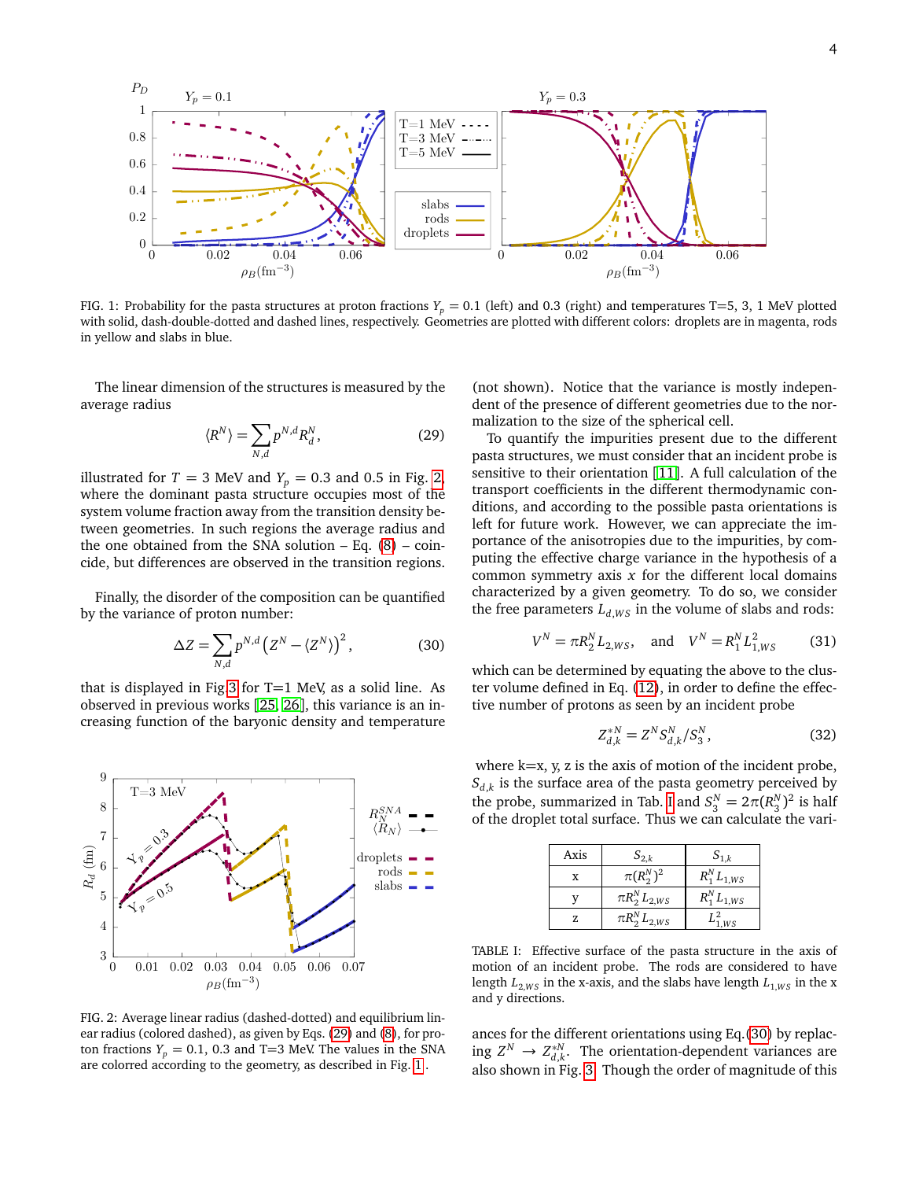FIG. 1: Probability for the pasta structures at proton fractions $Y_p = 0.1$ (left) and 0.3 (right) and temperatures T=5, 3, 1 MeV plotted with solid, dash-double-dotted and dashed lines, respectively. Geometries are plotted with different colors: droplets are in magenta, rods in yellow and slabs in blue.

The linear dimension of the structures is measured by the average radius

$$\langle R^N \rangle = \sum_{N,d} p^{N,d} R^N_d, \tag{29}$$

illustrated for $T = 3$ MeV and $Y_p = 0.3$ and 0.5 in Fig. 2, where the dominant pasta structure occupies most of the system volume fraction away from the transition density between geometries. In such regions the average radius and the one obtained from the SNA solution – Eq. (8) – coincide, but differences are observed in the transition regions.

Finally, the disorder of the composition can be quantified by the variance of proton number:

$$\Delta Z = \sum_{N,d} p^{N,d} \left(Z^N - \langle Z^N \rangle\right)^2, \tag{30}$$

that is displayed in Fig. 3 for T=1 MeV, as a solid line. As observed in previous works [25, 26], this variance is an increasing function of the baryonic density and temperature

FIG. 2: Average linear radius (dashed-dotted) and equilibrium linear radius (colored dashed), as given by Eqs. (29) and (8), for proton fractions $Y_p = 0.1$, 0.3 and T=3 MeV. The values in the SNA are colorred according to the geometry, as described in Fig. 1.

(not shown). Notice that the variance is mostly independent of the presence of different geometries due to the normalization to the size of the spherical cell.

To quantify the impurities present due to the different pasta structures, we must consider that an incident probe is sensitive to their orientation [11]. A full calculation of the transport coefficients in the different thermodynamic conditions, and according to the possible pasta orientations is left for future work. However, we can appreciate the importance of the anisotropies due to the impurities, by computing the effective charge variance in the hypothesis of a common symmetry axis $x$ for the different local domains characterized by a given geometry. To do so, we consider the free parameters $L_{d,WS}$ in the volume of slabs and rods:

$$V^N = \pi R_2^N L_{2,WS}, \quad \text{and} \quad V^N = R_1^N L_{1,WS}^2 \tag{31}$$

which can be determined by equating the above to the cluster volume defined in Eq. (12), in order to define the effective number of protons as seen by an incident probe

$$Z^{*N}_{d,k} = Z^N S^N_{d,k} / S^N_3, \tag{32}$$

where k=x, y, z is the axis of motion of the incident probe, $S_{d,k}$ is the surface area of the pasta geometry perceived by the probe, summarized in Tab. I and $S_3^N = 2\pi (R_3^N)^2$ is half of the droplet total surface. Thus we can calculate the variances for the different orientations using Eq.(30) by replacing $Z^N \to Z^{*N}_{d,k}$. The orientation-dependent variances are also shown in Fig. 3. Though the order of magnitude of this

| Axis | $S_{2,k}$ | $S_{1,k}$ |
|---|---|---|
| x | $\pi (R_2^N)^2$ | $R_1^N L_{1,WS}$ |
| y | $\pi R_2^N L_{2,WS}$ | $R_1^N L_{1,WS}$ |
| z | $\pi R_2^N L_{2,WS}$ | $L_{1,WS}^2$ |

TABLE I: Effective surface of the pasta structure in the axis of motion of an incident probe. The rods are considered to have length $L_{2,WS}$ in the x-axis, and the slabs have length $L_{1,WS}$ in the x and y directions.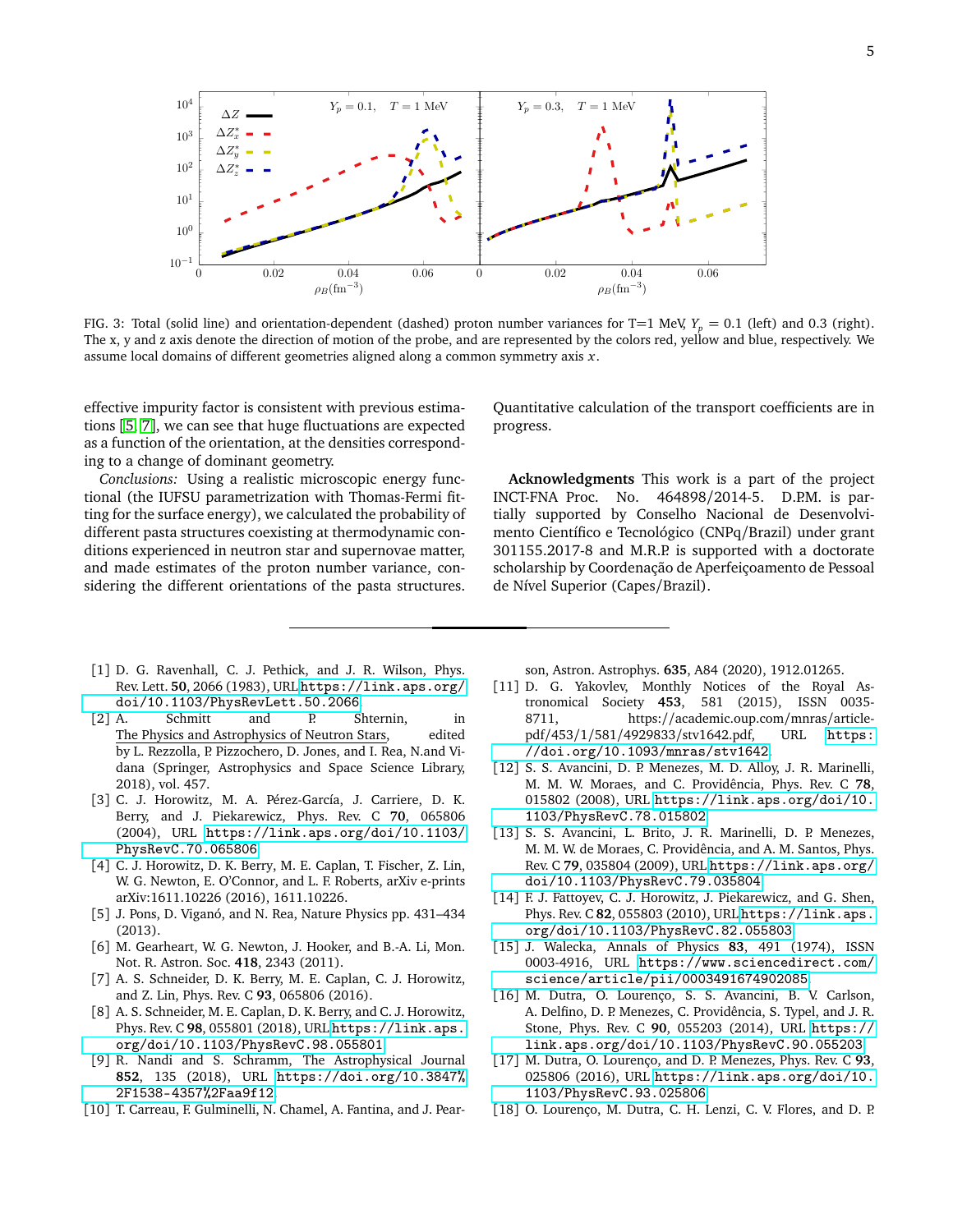FIG. 3: Total (solid line) and orientation-dependent (dashed) proton number variances for T=1 MeV, $Y_p$ = 0.1 (left) and 0.3 (right). The x, y and z axis denote the direction of motion of the probe, and are represented by the colors red, yellow and blue, respectively. We assume local domains of different geometries aligned along a common symmetry axis $x$.

effective impurity factor is consistent with previous estimations [5, 7], we can see that huge fluctuations are expected as a function of the orientation, at the densities corresponding to a change of dominant geometry.

*Conclusions:* Using a realistic microscopic energy functional (the IUFSU parametrization with Thomas-Fermi fitting for the surface energy), we calculated the probability of different pasta structures coexisting at thermodynamic conditions experienced in neutron star and supernovae matter, and made estimates of the proton number variance, considering the different orientations of the pasta structures. Quantitative calculation of the transport coefficients are in progress.

**Acknowledgments** This work is a part of the project INCT-FNA Proc. No. 464898/2014-5. D.P.M. is partially supported by Conselho Nacional de Desenvolvimento Científico e Tecnológico (CNPq/Brazil) under grant 301155.2017-8 and M.R.P. is supported with a doctorate scholarship by Coordenação de Aperfeiçoamento de Pessoal de Nível Superior (Capes/Brazil).

---

[1] D. G. Ravenhall, C. J. Pethick, and J. R. Wilson, Phys. Rev. Lett. **50**, 2066 (1983), URL https://link.aps.org/doi/10.1103/PhysRevLett.50.2066.

[2] A. Schmitt and P. Shternin, in The Physics and Astrophysics of Neutron Stars, edited by L. Rezzolla, P. Pizzochero, D. Jones, and I. Rea, N.and Vidana (Springer, Astrophysics and Space Science Library, 2018), vol. 457.

[3] C. J. Horowitz, M. A. Pérez-García, J. Carriere, D. K. Berry, and J. Piekarewicz, Phys. Rev. C **70**, 065806 (2004), URL https://link.aps.org/doi/10.1103/PhysRevC.70.065806.

[4] C. J. Horowitz, D. K. Berry, M. E. Caplan, T. Fischer, Z. Lin, W. G. Newton, E. O'Connor, and L. F. Roberts, arXiv e-prints arXiv:1611.10226 (2016), 1611.10226.

[5] J. Pons, D. Viganó, and N. Rea, Nature Physics pp. 431–434 (2013).

[6] M. Gearheart, W. G. Newton, J. Hooker, and B.-A. Li, Mon. Not. R. Astron. Soc. **418**, 2343 (2011).

[7] A. S. Schneider, D. K. Berry, M. E. Caplan, C. J. Horowitz, and Z. Lin, Phys. Rev. C **93**, 065806 (2016).

[8] A. S. Schneider, M. E. Caplan, D. K. Berry, and C. J. Horowitz, Phys. Rev. C **98**, 055801 (2018), URL https://link.aps.org/doi/10.1103/PhysRevC.98.055801.

[9] R. Nandi and S. Schramm, The Astrophysical Journal **852**, 135 (2018), URL https://doi.org/10.3847%2F1538-4357%2Faa9f12.

[10] T. Carreau, F. Gulminelli, N. Chamel, A. Fantina, and J. Pearson, Astron. Astrophys. **635**, A84 (2020), 1912.01265.

[11] D. G. Yakovlev, Monthly Notices of the Royal Astronomical Society **453**, 581 (2015), ISSN 0035-8711, https://academic.oup.com/mnras/article-pdf/453/1/581/4929833/stv1642.pdf, URL https://doi.org/10.1093/mnras/stv1642.

[12] S. S. Avancini, D. P. Menezes, M. D. Alloy, J. R. Marinelli, M. M. W. Moraes, and C. Providência, Phys. Rev. C **78**, 015802 (2008), URL https://link.aps.org/doi/10.1103/PhysRevC.78.015802.

[13] S. S. Avancini, L. Brito, J. R. Marinelli, D. P. Menezes, M. M. W. de Moraes, C. Providência, and A. M. Santos, Phys. Rev. C **79**, 035804 (2009), URL https://link.aps.org/doi/10.1103/PhysRevC.79.035804.

[14] F. J. Fattoyev, C. J. Horowitz, J. Piekarewicz, and G. Shen, Phys. Rev. C **82**, 055803 (2010), URL https://link.aps.org/doi/10.1103/PhysRevC.82.055803.

[15] J. Walecka, Annals of Physics **83**, 491 (1974), ISSN 0003-4916, URL https://www.sciencedirect.com/science/article/pii/0003491674902085.

[16] M. Dutra, O. Lourenço, S. S. Avancini, B. V. Carlson, A. Delfino, D. P. Menezes, C. Providência, S. Typel, and J. R. Stone, Phys. Rev. C **90**, 055203 (2014), URL https://link.aps.org/doi/10.1103/PhysRevC.90.055203.

[17] M. Dutra, O. Lourenço, and D. P. Menezes, Phys. Rev. C **93**, 025806 (2016), URL https://link.aps.org/doi/10.1103/PhysRevC.93.025806.

[18] O. Lourenço, M. Dutra, C. H. Lenzi, C. V. Flores, and D. P.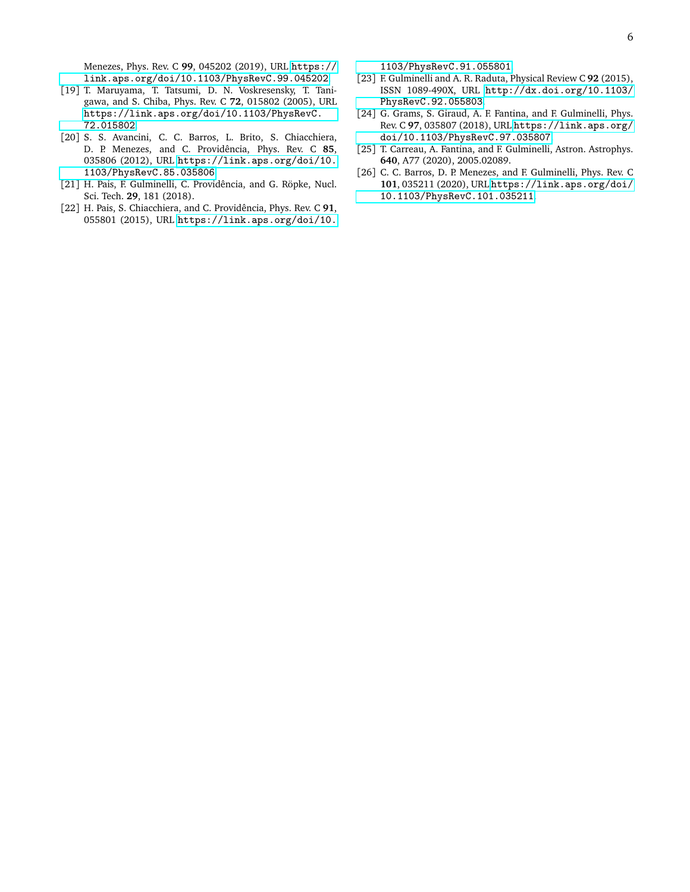Menezes, Phys. Rev. C **99**, 045202 (2019), URL https://link.aps.org/doi/10.1103/PhysRevC.99.045202.

[19] T. Maruyama, T. Tatsumi, D. N. Voskresensky, T. Tanigawa, and S. Chiba, Phys. Rev. C **72**, 015802 (2005), URL https://link.aps.org/doi/10.1103/PhysRevC.72.015802.

[20] S. S. Avancini, C. C. Barros, L. Brito, S. Chiacchiera, D. P. Menezes, and C. Providência, Phys. Rev. C **85**, 035806 (2012), URL https://link.aps.org/doi/10.1103/PhysRevC.85.035806.

[21] H. Pais, F. Gulminelli, C. Providência, and G. Röpke, Nucl. Sci. Tech. **29**, 181 (2018).

[22] H. Pais, S. Chiacchiera, and C. Providência, Phys. Rev. C **91**, 055801 (2015), URL https://link.aps.org/doi/10.1103/PhysRevC.91.055801.

[23] F. Gulminelli and A. R. Raduta, Physical Review C **92** (2015), ISSN 1089-490X, URL http://dx.doi.org/10.1103/PhysRevC.92.055803.

[24] G. Grams, S. Giraud, A. F. Fantina, and F. Gulminelli, Phys. Rev. C **97**, 035807 (2018), URL https://link.aps.org/doi/10.1103/PhysRevC.97.035807.

[25] T. Carreau, A. Fantina, and F. Gulminelli, Astron. Astrophys. **640**, A77 (2020), 2005.02089.

[26] C. C. Barros, D. P. Menezes, and F. Gulminelli, Phys. Rev. C **101**, 035211 (2020), URL https://link.aps.org/doi/10.1103/PhysRevC.101.035211.